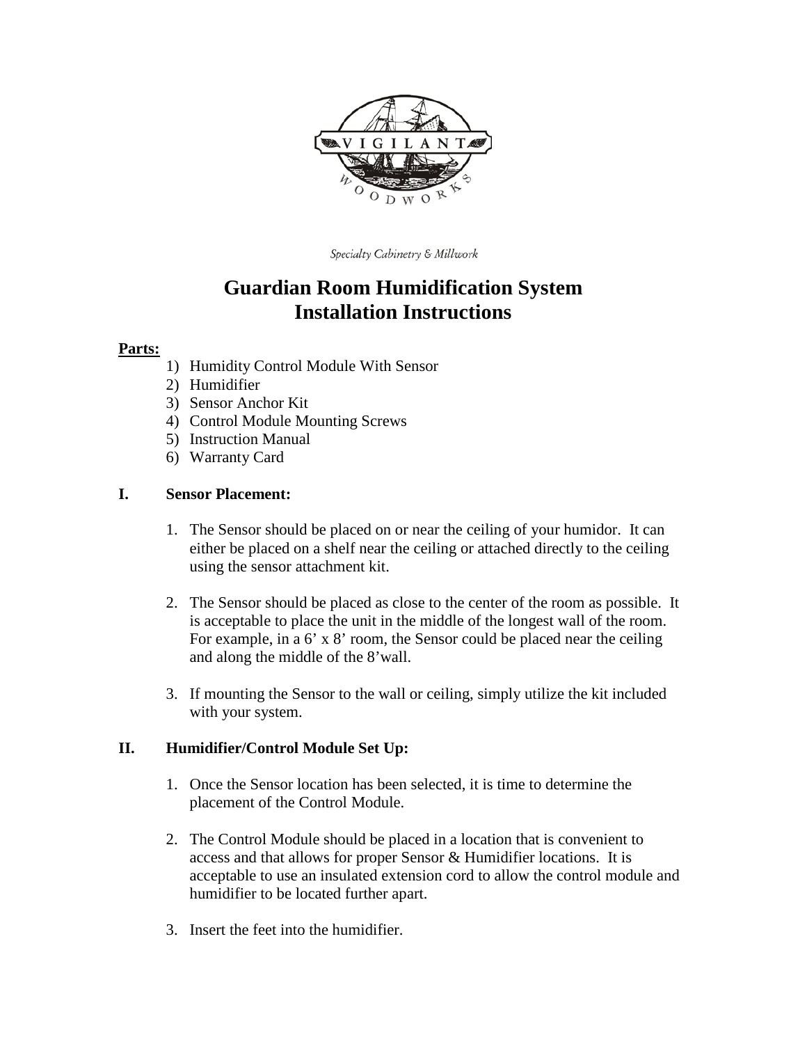VIGILANT WOODWORKS

*Specialty Cabinetry & Millwork*

# Guardian Room Humidification System Installation Instructions

**Parts:**

1) Humidity Control Module With Sensor
2) Humidifier
3) Sensor Anchor Kit
4) Control Module Mounting Screws
5) Instruction Manual
6) Warranty Card

## I. Sensor Placement:

1. The Sensor should be placed on or near the ceiling of your humidor. It can either be placed on a shelf near the ceiling or attached directly to the ceiling using the sensor attachment kit.

2. The Sensor should be placed as close to the center of the room as possible. It is acceptable to place the unit in the middle of the longest wall of the room. For example, in a 6' x 8' room, the Sensor could be placed near the ceiling and along the middle of the 8'wall.

3. If mounting the Sensor to the wall or ceiling, simply utilize the kit included with your system.

## II. Humidifier/Control Module Set Up:

1. Once the Sensor location has been selected, it is time to determine the placement of the Control Module.

2. The Control Module should be placed in a location that is convenient to access and that allows for proper Sensor & Humidifier locations. It is acceptable to use an insulated extension cord to allow the control module and humidifier to be located further apart.

3. Insert the feet into the humidifier.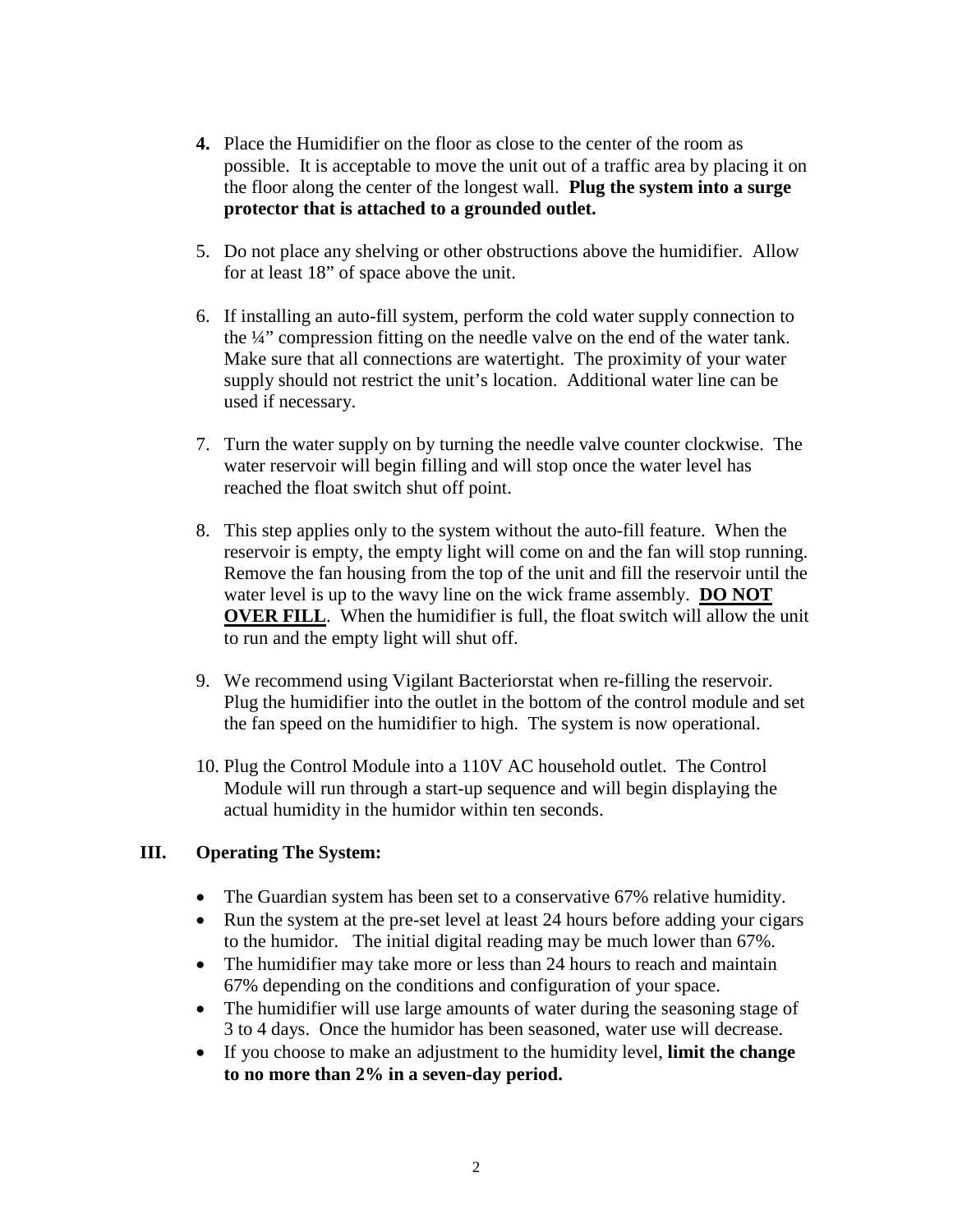4. Place the Humidifier on the floor as close to the center of the room as possible. It is acceptable to move the unit out of a traffic area by placing it on the floor along the center of the longest wall. **Plug the system into a surge protector that is attached to a grounded outlet.**

5. Do not place any shelving or other obstructions above the humidifier. Allow for at least 18" of space above the unit.

6. If installing an auto-fill system, perform the cold water supply connection to the ¼" compression fitting on the needle valve on the end of the water tank. Make sure that all connections are watertight. The proximity of your water supply should not restrict the unit's location. Additional water line can be used if necessary.

7. Turn the water supply on by turning the needle valve counter clockwise. The water reservoir will begin filling and will stop once the water level has reached the float switch shut off point.

8. This step applies only to the system without the auto-fill feature. When the reservoir is empty, the empty light will come on and the fan will stop running. Remove the fan housing from the top of the unit and fill the reservoir until the water level is up to the wavy line on the wick frame assembly. **DO NOT OVER FILL**. When the humidifier is full, the float switch will allow the unit to run and the empty light will shut off.

9. We recommend using Vigilant Bacteriorstat when re-filling the reservoir. Plug the humidifier into the outlet in the bottom of the control module and set the fan speed on the humidifier to high. The system is now operational.

10. Plug the Control Module into a 110V AC household outlet. The Control Module will run through a start-up sequence and will begin displaying the actual humidity in the humidor within ten seconds.

## III. Operating The System:

- The Guardian system has been set to a conservative 67% relative humidity.
- Run the system at the pre-set level at least 24 hours before adding your cigars to the humidor. The initial digital reading may be much lower than 67%.
- The humidifier may take more or less than 24 hours to reach and maintain 67% depending on the conditions and configuration of your space.
- The humidifier will use large amounts of water during the seasoning stage of 3 to 4 days. Once the humidor has been seasoned, water use will decrease.
- If you choose to make an adjustment to the humidity level, **limit the change to no more than 2% in a seven-day period.**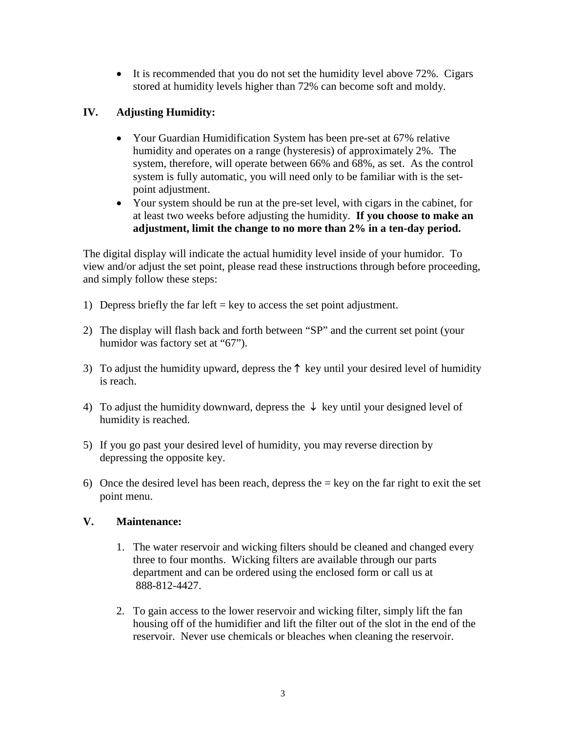- It is recommended that you do not set the humidity level above 72%. Cigars stored at humidity levels higher than 72% can become soft and moldy.

## IV. Adjusting Humidity:

- Your Guardian Humidification System has been pre-set at 67% relative humidity and operates on a range (hysteresis) of approximately 2%. The system, therefore, will operate between 66% and 68%, as set. As the control system is fully automatic, you will need only to be familiar with is the set-point adjustment.
- Your system should be run at the pre-set level, with cigars in the cabinet, for at least two weeks before adjusting the humidity. **If you choose to make an adjustment, limit the change to no more than 2% in a ten-day period.**

The digital display will indicate the actual humidity level inside of your humidor. To view and/or adjust the set point, please read these instructions through before proceeding, and simply follow these steps:

1) Depress briefly the far left = key to access the set point adjustment.

2) The display will flash back and forth between "SP" and the current set point (your humidor was factory set at "67").

3) To adjust the humidity upward, depress the ↑ key until your desired level of humidity is reach.

4) To adjust the humidity downward, depress the ↓ key until your designed level of humidity is reached.

5) If you go past your desired level of humidity, you may reverse direction by depressing the opposite key.

6) Once the desired level has been reach, depress the = key on the far right to exit the set point menu.

## V. Maintenance:

1. The water reservoir and wicking filters should be cleaned and changed every three to four months. Wicking filters are available through our parts department and can be ordered using the enclosed form or call us at 888-812-4427.

2. To gain access to the lower reservoir and wicking filter, simply lift the fan housing off of the humidifier and lift the filter out of the slot in the end of the reservoir. Never use chemicals or bleaches when cleaning the reservoir.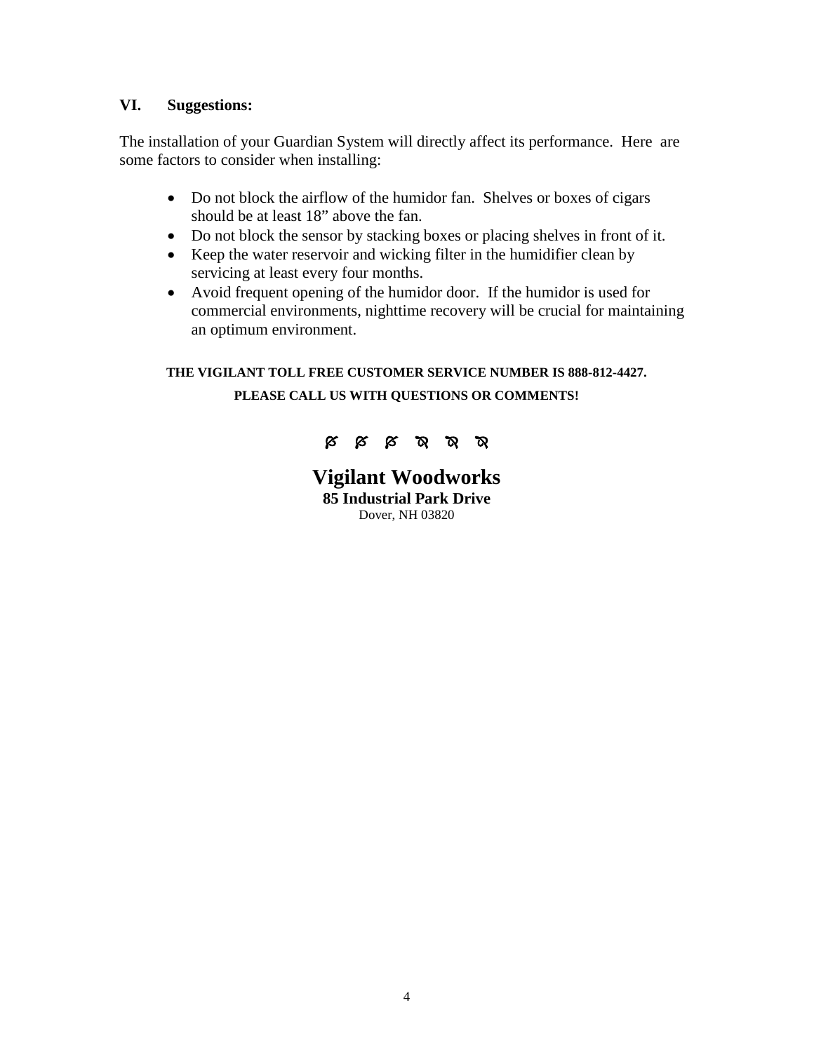## VI. Suggestions:

The installation of your Guardian System will directly affect its performance. Here are some factors to consider when installing:

- Do not block the airflow of the humidor fan. Shelves or boxes of cigars should be at least 18" above the fan.
- Do not block the sensor by stacking boxes or placing shelves in front of it.
- Keep the water reservoir and wicking filter in the humidifier clean by servicing at least every four months.
- Avoid frequent opening of the humidor door. If the humidor is used for commercial environments, nighttime recovery will be crucial for maintaining an optimum environment.

**THE VIGILANT TOLL FREE CUSTOMER SERVICE NUMBER IS 888-812-4427.**

**PLEASE CALL US WITH QUESTIONS OR COMMENTS!**

**Vigilant Woodworks**
**85 Industrial Park Drive**
Dover, NH 03820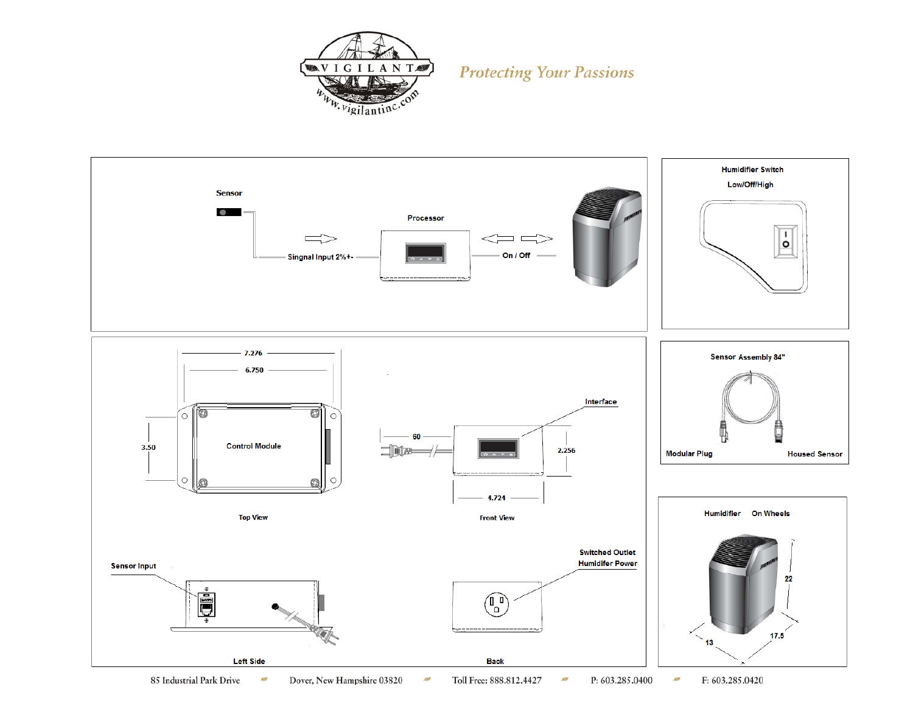VIGILANT

www.vigilantinc.com

*Protecting Your Passions*

Sensor

Processor

Singnal Input 2%+-

On / Off

Humidifier Switch

Low/Off/High

7.276

6.750

3.50

Control Module

Top View

60

Interface

2.256

4.724

Front View

Sensor Assembly 84"

Modular Plug

Housed Sensor

Humidifier On Wheels

22

13

17.5

Sensor Input

Left Side

Switched Outlet

Humidifer Power

Back

85 Industrial Park Drive Dover, New Hampshire 03820 Toll Free: 888.812.4427 P: 603.285.0400 F: 603.285.0420